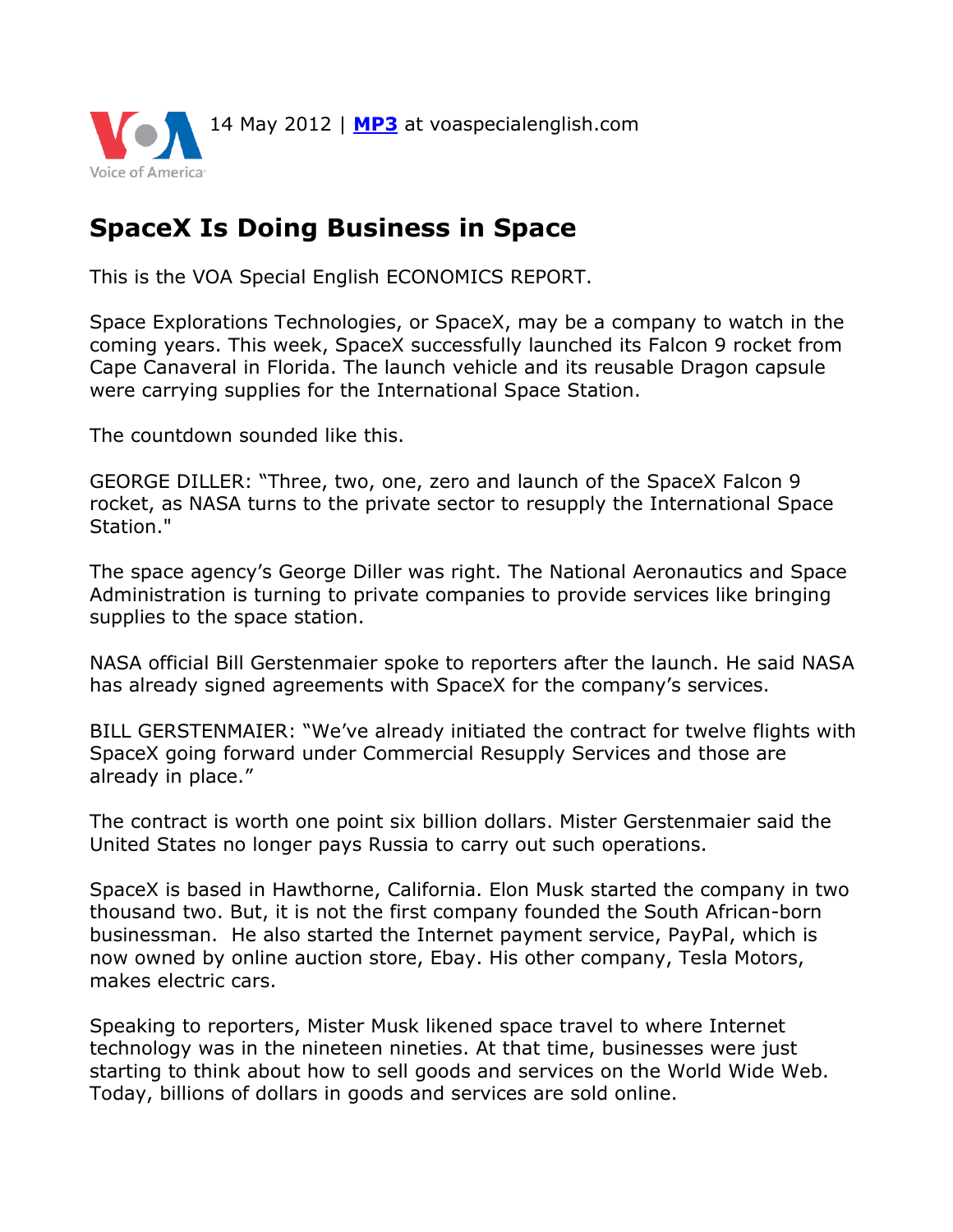14 May 2012 | **MP3** at voaspecialenglish.com

# SpaceX Is Doing Business in Space

This is the VOA Special English ECONOMICS REPORT.

Space Explorations Technologies, or SpaceX, may be a company to watch in the coming years. This week, SpaceX successfully launched its Falcon 9 rocket from Cape Canaveral in Florida. The launch vehicle and its reusable Dragon capsule were carrying supplies for the International Space Station.

The countdown sounded like this.

GEORGE DILLER: "Three, two, one, zero and launch of the SpaceX Falcon 9 rocket, as NASA turns to the private sector to resupply the International Space Station."

The space agency's George Diller was right. The National Aeronautics and Space Administration is turning to private companies to provide services like bringing supplies to the space station.

NASA official Bill Gerstenmaier spoke to reporters after the launch. He said NASA has already signed agreements with SpaceX for the company's services.

BILL GERSTENMAIER: "We've already initiated the contract for twelve flights with SpaceX going forward under Commercial Resupply Services and those are already in place."

The contract is worth one point six billion dollars. Mister Gerstenmaier said the United States no longer pays Russia to carry out such operations.

SpaceX is based in Hawthorne, California. Elon Musk started the company in two thousand two. But, it is not the first company founded the South African-born businessman. He also started the Internet payment service, PayPal, which is now owned by online auction store, Ebay. His other company, Tesla Motors, makes electric cars.

Speaking to reporters, Mister Musk likened space travel to where Internet technology was in the nineteen nineties. At that time, businesses were just starting to think about how to sell goods and services on the World Wide Web. Today, billions of dollars in goods and services are sold online.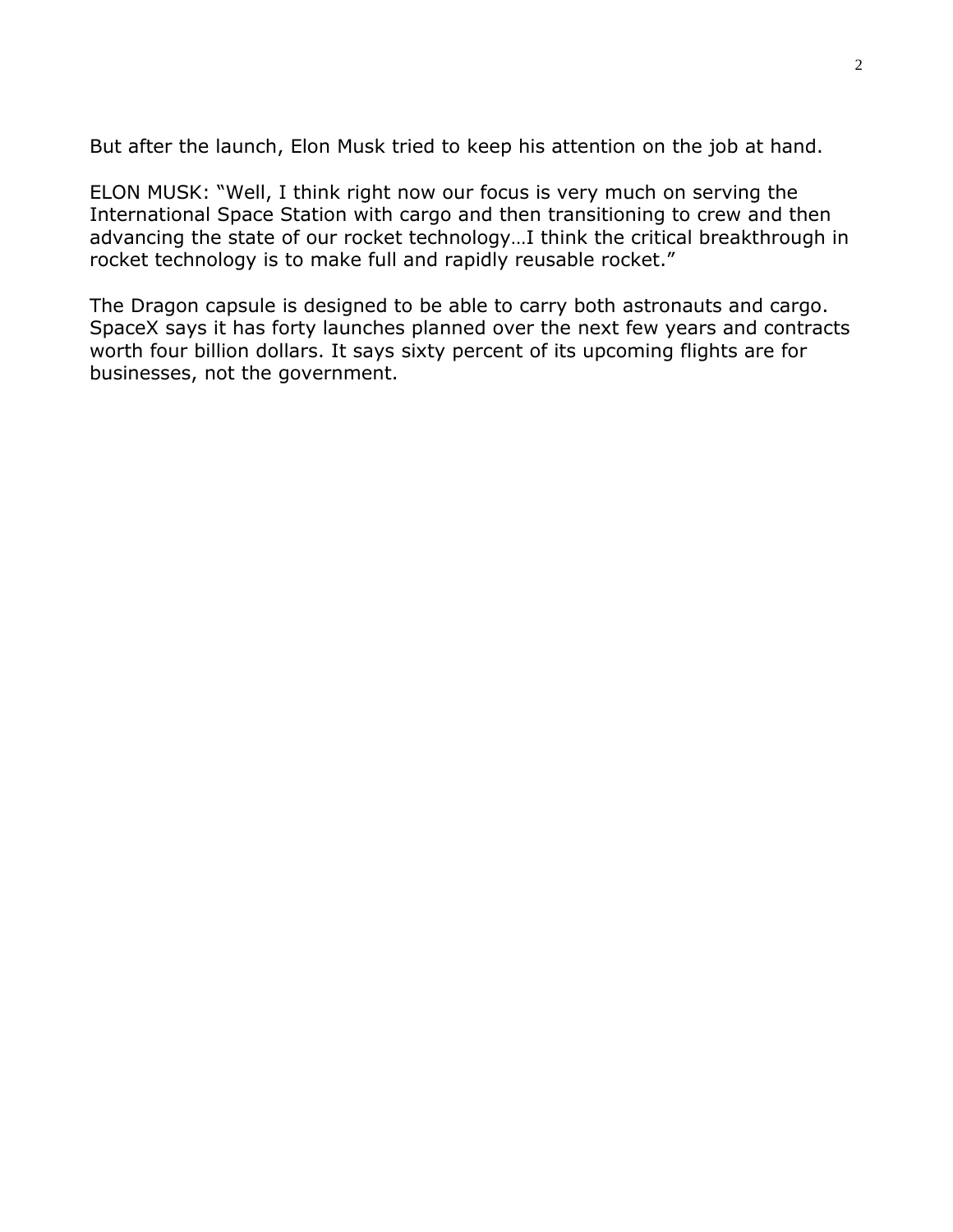But after the launch, Elon Musk tried to keep his attention on the job at hand.

ELON MUSK: "Well, I think right now our focus is very much on serving the International Space Station with cargo and then transitioning to crew and then advancing the state of our rocket technology…I think the critical breakthrough in rocket technology is to make full and rapidly reusable rocket."

The Dragon capsule is designed to be able to carry both astronauts and cargo. SpaceX says it has forty launches planned over the next few years and contracts worth four billion dollars. It says sixty percent of its upcoming flights are for businesses, not the government.